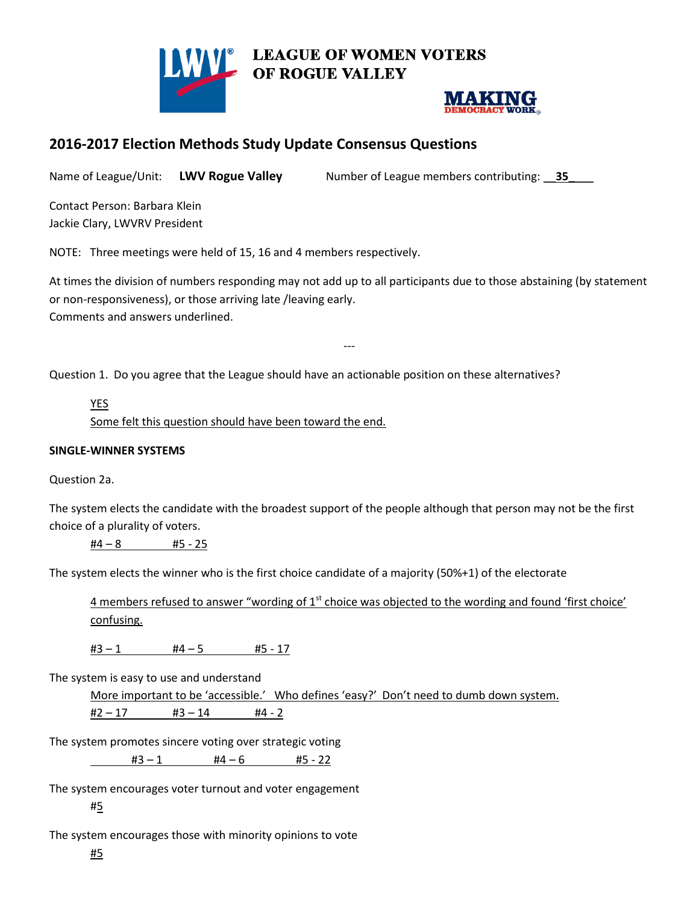LEAGUE OF WOMEN VOTERS OF ROGUE VALLEY

MAKING DEMOCRACY WORK

## 2016-2017 Election Methods Study Update Consensus Questions

Name of League/Unit: **LWV Rogue Valley** Number of League members contributing: __**35**____

Contact Person: Barbara Klein
Jackie Clary, LWVRV President

NOTE: Three meetings were held of 15, 16 and 4 members respectively.

At times the division of numbers responding may not add up to all participants due to those abstaining (by statement or non-responsiveness), or those arriving late /leaving early.
Comments and answers underlined.

---

Question 1. Do you agree that the League should have an actionable position on these alternatives?

YES
Some felt this question should have been toward the end.

**SINGLE-WINNER SYSTEMS**

Question 2a.

The system elects the candidate with the broadest support of the people although that person may not be the first choice of a plurality of voters.

#4 – 8 #5 - 25

The system elects the winner who is the first choice candidate of a majority (50%+1) of the electorate

4 members refused to answer "wording of 1st choice was objected to the wording and found 'first choice' confusing.

#3 – 1 #4 – 5 #5 - 17

The system is easy to use and understand
More important to be 'accessible.' Who defines 'easy?' Don't need to dumb down system.
#2 – 17 #3 – 14 #4 - 2

The system promotes sincere voting over strategic voting
#3 – 1 #4 – 6 #5 - 22

The system encourages voter turnout and voter engagement
#5

The system encourages those with minority opinions to vote
#5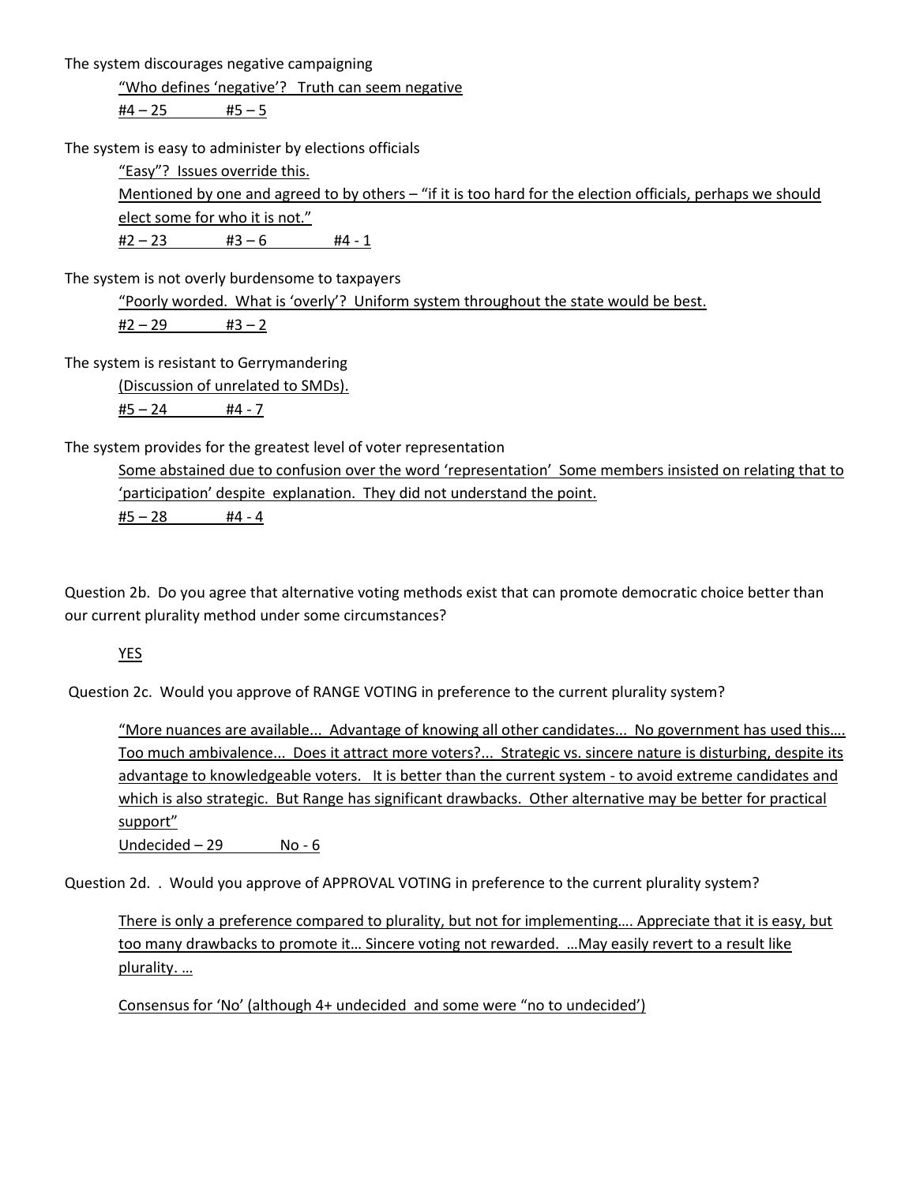The system discourages negative campaigning

> <u>"Who defines 'negative'? Truth can seem negative</u>
>
> <u>#4 – 25 #5 – 5</u>

The system is easy to administer by elections officials

> <u>"Easy"? Issues override this.</u>
>
> <u>Mentioned by one and agreed to by others – "if it is too hard for the election officials, perhaps we should elect some for who it is not."</u>
>
> <u>#2 – 23 #3 – 6 #4 - 1</u>

The system is not overly burdensome to taxpayers

> <u>"Poorly worded. What is 'overly'? Uniform system throughout the state would be best.</u>
>
> <u>#2 – 29 #3 – 2</u>

The system is resistant to Gerrymandering

> <u>(Discussion of unrelated to SMDs).</u>
>
> <u>#5 – 24 #4 - 7</u>

The system provides for the greatest level of voter representation

> <u>Some abstained due to confusion over the word 'representation' Some members insisted on relating that to 'participation' despite explanation. They did not understand the point.</u>
>
> <u>#5 – 28 #4 - 4</u>

Question 2b. Do you agree that alternative voting methods exist that can promote democratic choice better than our current plurality method under some circumstances?

> <u>YES</u>

Question 2c. Would you approve of RANGE VOTING in preference to the current plurality system?

> <u>"More nuances are available... Advantage of knowing all other candidates... No government has used this…. Too much ambivalence... Does it attract more voters?... Strategic vs. sincere nature is disturbing, despite its advantage to knowledgeable voters. It is better than the current system - to avoid extreme candidates and which is also strategic. But Range has significant drawbacks. Other alternative may be better for practical support"</u>
>
> <u>Undecided – 29 No - 6</u>

Question 2d. . Would you approve of APPROVAL VOTING in preference to the current plurality system?

> <u>There is only a preference compared to plurality, but not for implementing…. Appreciate that it is easy, but too many drawbacks to promote it… Sincere voting not rewarded. …May easily revert to a result like plurality. …</u>
>
> <u>Consensus for 'No' (although 4+ undecided and some were "no to undecided')</u>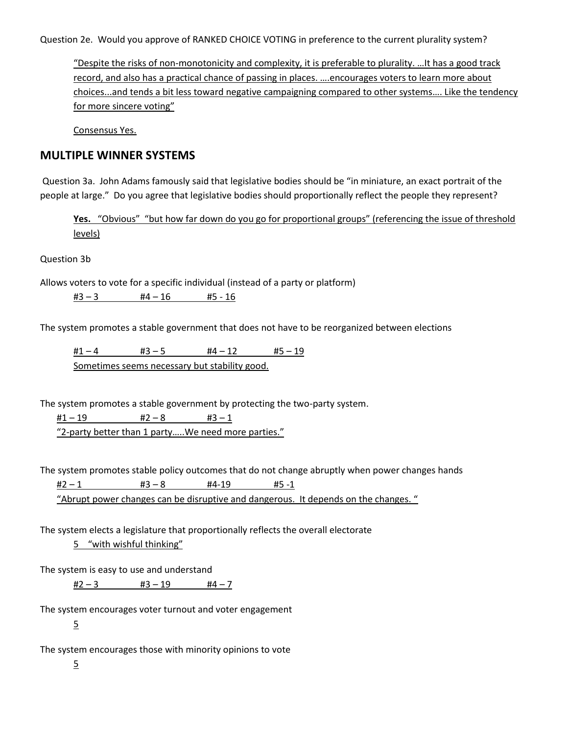Question 2e. Would you approve of RANKED CHOICE VOTING in preference to the current plurality system?

> "Despite the risks of non-monotonicity and complexity, it is preferable to plurality. …It has a good track record, and also has a practical chance of passing in places. ….encourages voters to learn more about choices...and tends a bit less toward negative campaigning compared to other systems…. Like the tendency for more sincere voting"
>
> Consensus Yes.

## MULTIPLE WINNER SYSTEMS

Question 3a. John Adams famously said that legislative bodies should be "in miniature, an exact portrait of the people at large." Do you agree that legislative bodies should proportionally reflect the people they represent?

> **Yes.** "Obvious" "but how far down do you go for proportional groups" (referencing the issue of threshold levels)

Question 3b

Allows voters to vote for a specific individual (instead of a party or platform)

> #3 – 3 #4 – 16 #5 - 16

The system promotes a stable government that does not have to be reorganized between elections

> #1 – 4 #3 – 5 #4 – 12 #5 – 19
>
> Sometimes seems necessary but stability good.

The system promotes a stable government by protecting the two-party system.

> #1 – 19 #2 – 8 #3 – 1
>
> "2-party better than 1 party…..We need more parties."

The system promotes stable policy outcomes that do not change abruptly when power changes hands

> #2 – 1 #3 – 8 #4-19 #5 -1
>
> "Abrupt power changes can be disruptive and dangerous. It depends on the changes. "

The system elects a legislature that proportionally reflects the overall electorate

> 5 "with wishful thinking"

The system is easy to use and understand

> #2 – 3 #3 – 19 #4 – 7

The system encourages voter turnout and voter engagement

> 5

The system encourages those with minority opinions to vote

> 5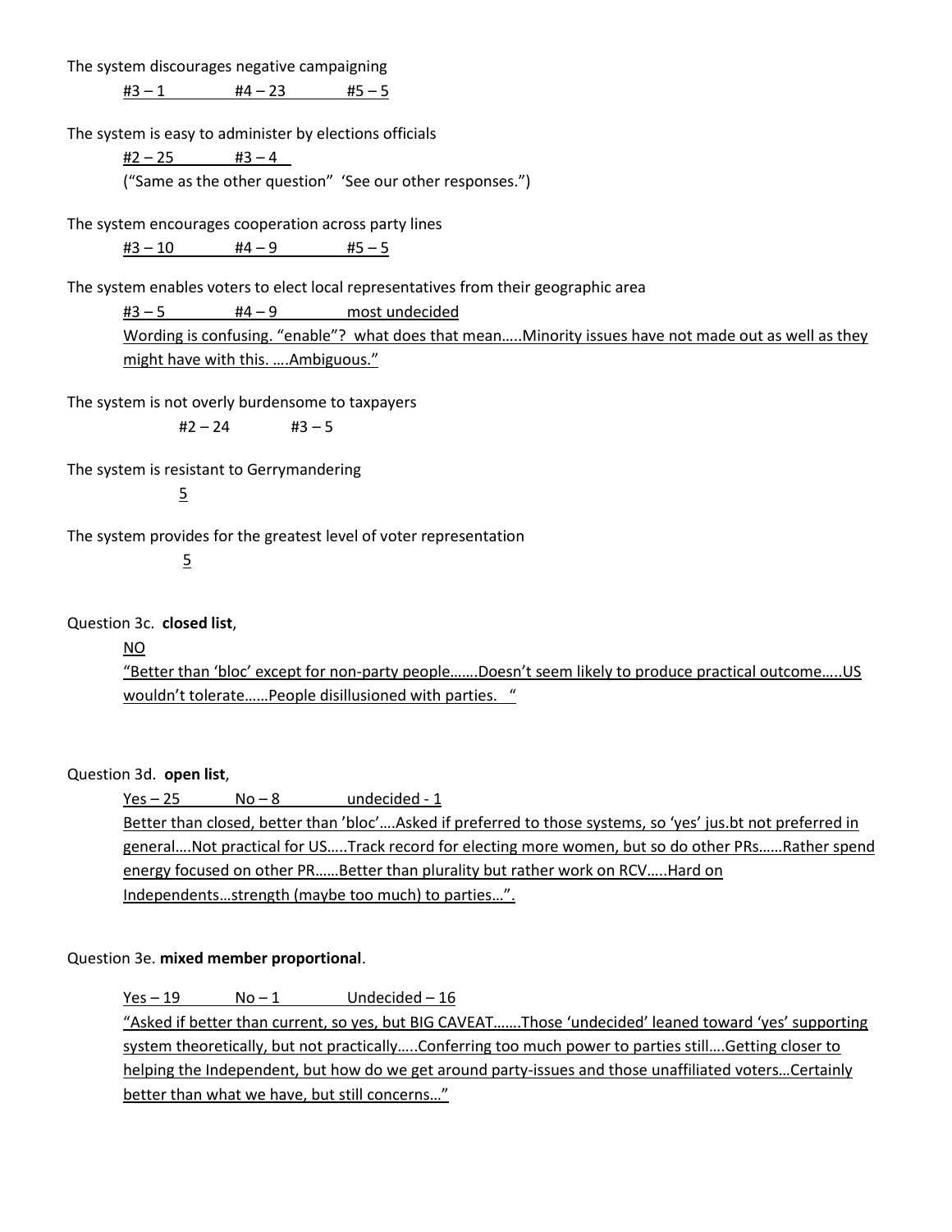The system discourages negative campaigning

#3 – 1 #4 – 23 #5 – 5

The system is easy to administer by elections officials

#2 – 25 #3 – 4

("Same as the other question" 'See our other responses.")

The system encourages cooperation across party lines

#3 – 10 #4 – 9 #5 – 5

The system enables voters to elect local representatives from their geographic area

#3 – 5 #4 – 9 most undecided

Wording is confusing. "enable"? what does that mean…..Minority issues have not made out as well as they might have with this. ….Ambiguous."

The system is not overly burdensome to taxpayers

#2 – 24 #3 – 5

The system is resistant to Gerrymandering

5

The system provides for the greatest level of voter representation

5

Question 3c. **closed list**,

NO

"Better than 'bloc' except for non-party people…….Doesn't seem likely to produce practical outcome…..US wouldn't tolerate……People disillusioned with parties. "

Question 3d. **open list**,

Yes – 25 No – 8 undecided - 1

Better than closed, better than 'bloc'….Asked if preferred to those systems, so 'yes' jus.bt not preferred in general….Not practical for US…..Track record for electing more women, but so do other PRs……Rather spend energy focused on other PR……Better than plurality but rather work on RCV…..Hard on Independents…strength (maybe too much) to parties…".

Question 3e. **mixed member proportional**.

Yes – 19 No – 1 Undecided – 16

"Asked if better than current, so yes, but BIG CAVEAT…….Those 'undecided' leaned toward 'yes' supporting system theoretically, but not practically…..Conferring too much power to parties still….Getting closer to helping the Independent, but how do we get around party-issues and those unaffiliated voters…Certainly better than what we have, but still concerns…"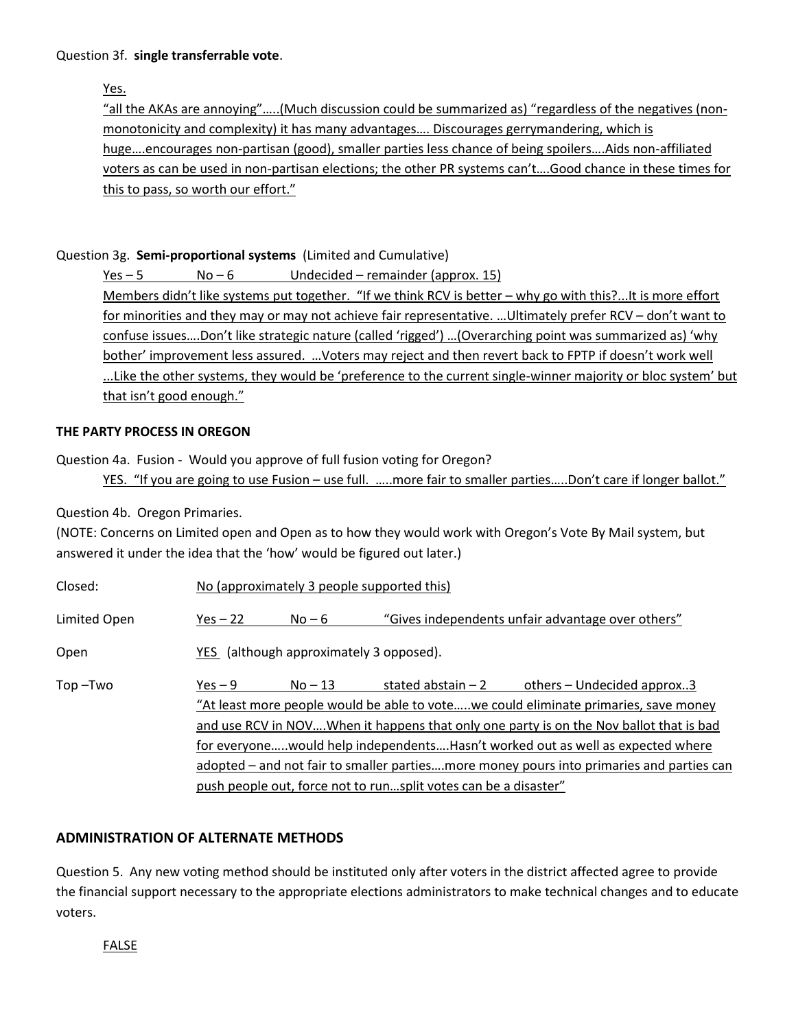Question 3f. **single transferrable vote**.

Yes.

"all the AKAs are annoying"…..(Much discussion could be summarized as) "regardless of the negatives (non-monotonicity and complexity) it has many advantages…. Discourages gerrymandering, which is huge….encourages non-partisan (good), smaller parties less chance of being spoilers….Aids non-affiliated voters as can be used in non-partisan elections; the other PR systems can't….Good chance in these times for this to pass, so worth our effort."

Question 3g. **Semi-proportional systems** (Limited and Cumulative)

Yes – 5 No – 6 Undecided – remainder (approx. 15)

Members didn't like systems put together. "If we think RCV is better – why go with this?...It is more effort for minorities and they may or may not achieve fair representative. …Ultimately prefer RCV – don't want to confuse issues….Don't like strategic nature (called 'rigged') …(Overarching point was summarized as) 'why bother' improvement less assured. …Voters may reject and then revert back to FPTP if doesn't work well ...Like the other systems, they would be 'preference to the current single-winner majority or bloc system' but that isn't good enough."

**THE PARTY PROCESS IN OREGON**

Question 4a. Fusion - Would you approve of full fusion voting for Oregon?

YES. "If you are going to use Fusion – use full. …..more fair to smaller parties…..Don't care if longer ballot."

Question 4b. Oregon Primaries.

(NOTE: Concerns on Limited open and Open as to how they would work with Oregon's Vote By Mail system, but answered it under the idea that the 'how' would be figured out later.)

Closed: No (approximately 3 people supported this)

Limited Open: Yes – 22 No – 6 "Gives independents unfair advantage over others"

Open: YES (although approximately 3 opposed).

Top –Two: Yes – 9 No – 13 stated abstain – 2 others – Undecided approx..3

"At least more people would be able to vote…..we could eliminate primaries, save money and use RCV in NOV….When it happens that only one party is on the Nov ballot that is bad for everyone…..would help independents….Hasn't worked out as well as expected where adopted – and not fair to smaller parties….more money pours into primaries and parties can push people out, force not to run…split votes can be a disaster"

## ADMINISTRATION OF ALTERNATE METHODS

Question 5. Any new voting method should be instituted only after voters in the district affected agree to provide the financial support necessary to the appropriate elections administrators to make technical changes and to educate voters.

FALSE